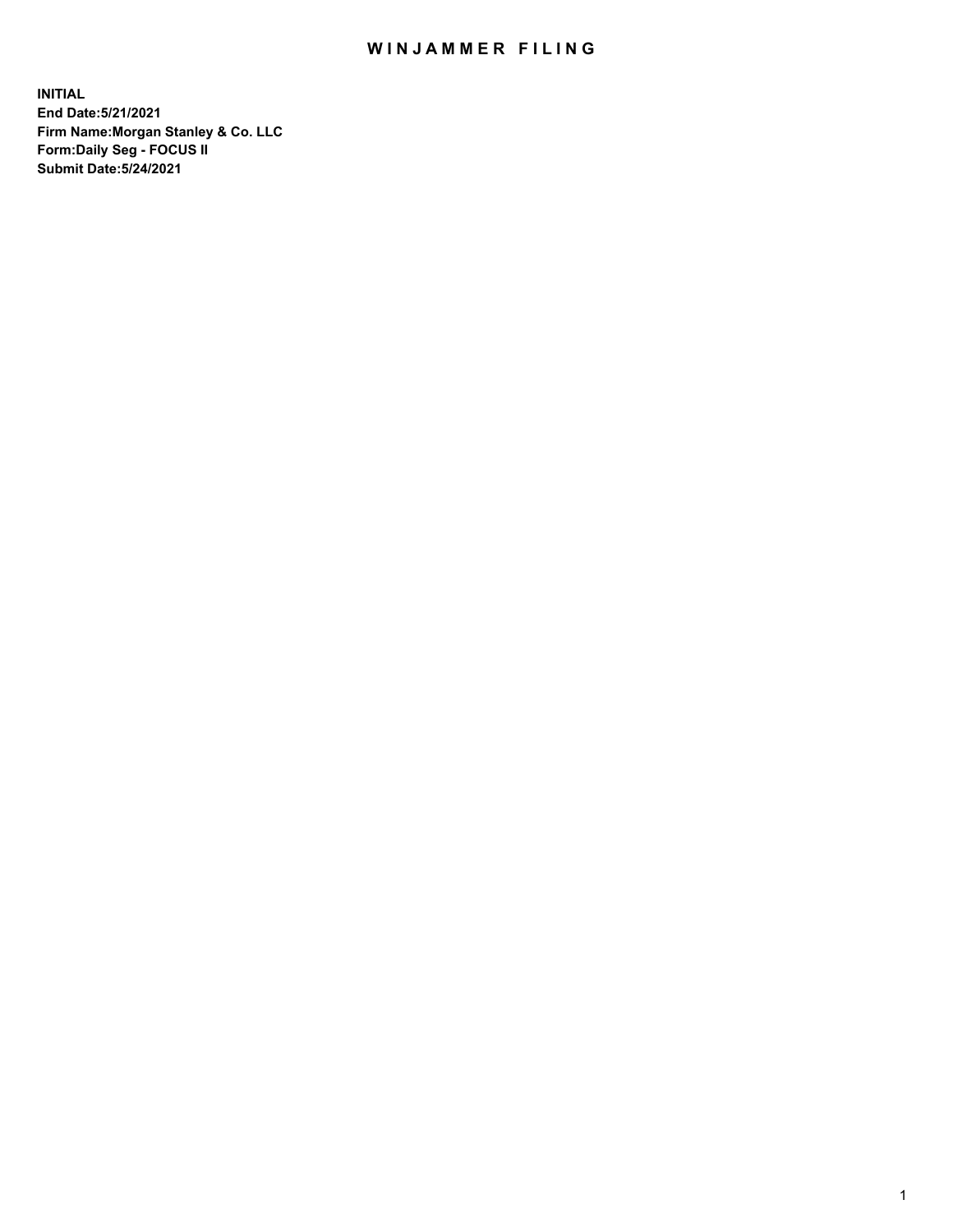# WINJAMMER FILING

**INITIAL**
**End Date:5/21/2021**
**Firm Name:Morgan Stanley & Co. LLC**
**Form:Daily Seg - FOCUS II**
**Submit Date:5/24/2021**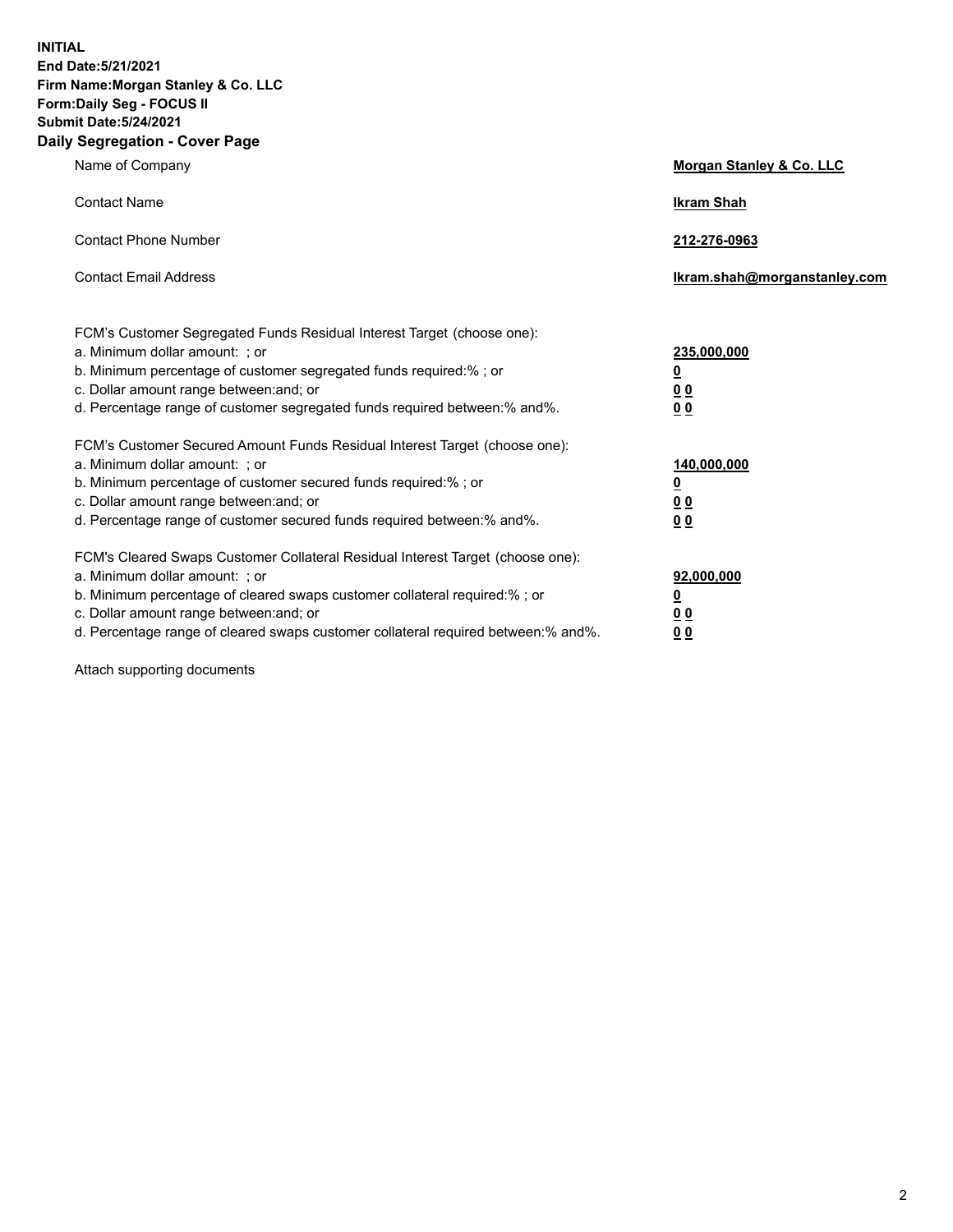**INITIAL**
**End Date:5/21/2021**
**Firm Name:Morgan Stanley & Co. LLC**
**Form:Daily Seg - FOCUS II**
**Submit Date:5/24/2021**

## Daily Segregation - Cover Page

| | |
|---|---|
| Name of Company | **Morgan Stanley & Co. LLC** |
| Contact Name | **Ikram Shah** |
| Contact Phone Number | **212-276-0963** |
| Contact Email Address | **Ikram.shah@morganstanley.com** |

| | |
|---|---|
| FCM's Customer Segregated Funds Residual Interest Target (choose one): | |
| a. Minimum dollar amount: ; or | **235,000,000** |
| b. Minimum percentage of customer segregated funds required:% ; or | **0** |
| c. Dollar amount range between:and; or | **0 0** |
| d. Percentage range of customer segregated funds required between:% and%. | **0 0** |
| FCM's Customer Secured Amount Funds Residual Interest Target (choose one): | |
| a. Minimum dollar amount: ; or | **140,000,000** |
| b. Minimum percentage of customer secured funds required:% ; or | **0** |
| c. Dollar amount range between:and; or | **0 0** |
| d. Percentage range of customer secured funds required between:% and%. | **0 0** |
| FCM's Cleared Swaps Customer Collateral Residual Interest Target (choose one): | |
| a. Minimum dollar amount: ; or | **92,000,000** |
| b. Minimum percentage of cleared swaps customer collateral required:% ; or | **0** |
| c. Dollar amount range between:and; or | **0 0** |
| d. Percentage range of cleared swaps customer collateral required between:% and%. | **0 0** |

Attach supporting documents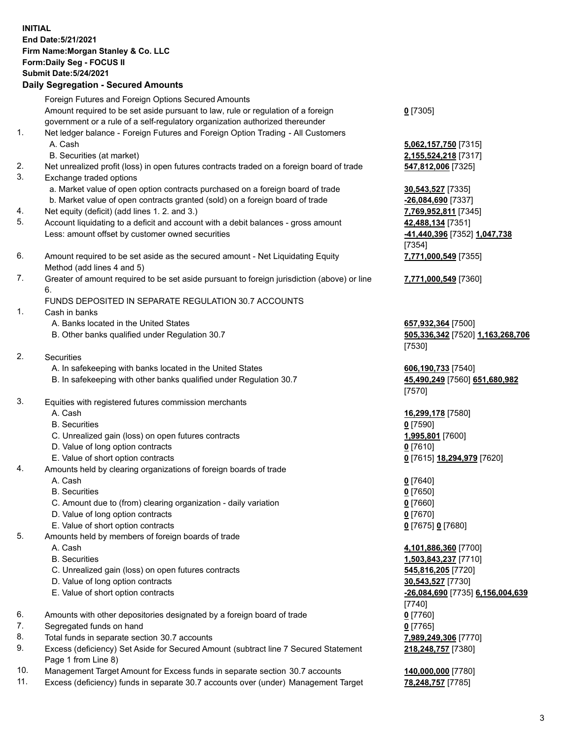**INITIAL**
**End Date:5/21/2021**
**Firm Name:Morgan Stanley & Co. LLC**
**Form:Daily Seg - FOCUS II**
**Submit Date:5/24/2021**

## Daily Segregation - Secured Amounts

| | | | |
|---|---|---|---|
| | Foreign Futures and Foreign Options Secured Amounts | | |
| | Amount required to be set aside pursuant to law, rule or regulation of a foreign government or a rule of a self-regulatory organization authorized thereunder | **0** [7305] | |
| 1. | Net ledger balance - Foreign Futures and Foreign Option Trading - All Customers | | |
| | A. Cash | **5,062,157,750** [7315] | |
| | B. Securities (at market) | **2,155,524,218** [7317] | |
| 2. | Net unrealized profit (loss) in open futures contracts traded on a foreign board of trade | **547,812,006** [7325] | |
| 3. | Exchange traded options | | |
| | a. Market value of open option contracts purchased on a foreign board of trade | **30,543,527** [7335] | |
| | b. Market value of open contracts granted (sold) on a foreign board of trade | **-26,084,690** [7337] | |
| 4. | Net equity (deficit) (add lines 1. 2. and 3.) | **7,769,952,811** [7345] | |
| 5. | Account liquidating to a deficit and account with a debit balances - gross amount | **42,488,134** [7351] | |
| | Less: amount offset by customer owned securities | **-41,440,396** [7352] | **1,047,738** [7354] |
| 6. | Amount required to be set aside as the secured amount - Net Liquidating Equity Method (add lines 4 and 5) | **7,771,000,549** [7355] | |
| 7. | Greater of amount required to be set aside pursuant to foreign jurisdiction (above) or line 6. | **7,771,000,549** [7360] | |
| | FUNDS DEPOSITED IN SEPARATE REGULATION 30.7 ACCOUNTS | | |
| 1. | Cash in banks | | |
| | A. Banks located in the United States | **657,932,364** [7500] | |
| | B. Other banks qualified under Regulation 30.7 | **505,336,342** [7520] | **1,163,268,706** [7530] |
| 2. | Securities | | |
| | A. In safekeeping with banks located in the United States | **606,190,733** [7540] | |
| | B. In safekeeping with other banks qualified under Regulation 30.7 | **45,490,249** [7560] | **651,680,982** [7570] |
| 3. | Equities with registered futures commission merchants | | |
| | A. Cash | **16,299,178** [7580] | |
| | B. Securities | **0** [7590] | |
| | C. Unrealized gain (loss) on open futures contracts | **1,995,801** [7600] | |
| | D. Value of long option contracts | **0** [7610] | |
| | E. Value of short option contracts | **0** [7615] | **18,294,979** [7620] |
| 4. | Amounts held by clearing organizations of foreign boards of trade | | |
| | A. Cash | **0** [7640] | |
| | B. Securities | **0** [7650] | |
| | C. Amount due to (from) clearing organization - daily variation | **0** [7660] | |
| | D. Value of long option contracts | **0** [7670] | |
| | E. Value of short option contracts | **0** [7675] | **0** [7680] |
| 5. | Amounts held by members of foreign boards of trade | | |
| | A. Cash | **4,101,886,360** [7700] | |
| | B. Securities | **1,503,843,237** [7710] | |
| | C. Unrealized gain (loss) on open futures contracts | **545,816,205** [7720] | |
| | D. Value of long option contracts | **30,543,527** [7730] | |
| | E. Value of short option contracts | **-26,084,690** [7735] | **6,156,004,639** [7740] |
| 6. | Amounts with other depositories designated by a foreign board of trade | **0** [7760] | |
| 7. | Segregated funds on hand | **0** [7765] | |
| 8. | Total funds in separate section 30.7 accounts | **7,989,249,306** [7770] | |
| 9. | Excess (deficiency) Set Aside for Secured Amount (subtract line 7 Secured Statement Page 1 from Line 8) | **218,248,757** [7380] | |
| 10. | Management Target Amount for Excess funds in separate section 30.7 accounts | **140,000,000** [7780] | |
| 11. | Excess (deficiency) funds in separate 30.7 accounts over (under) Management Target | **78,248,757** [7785] | |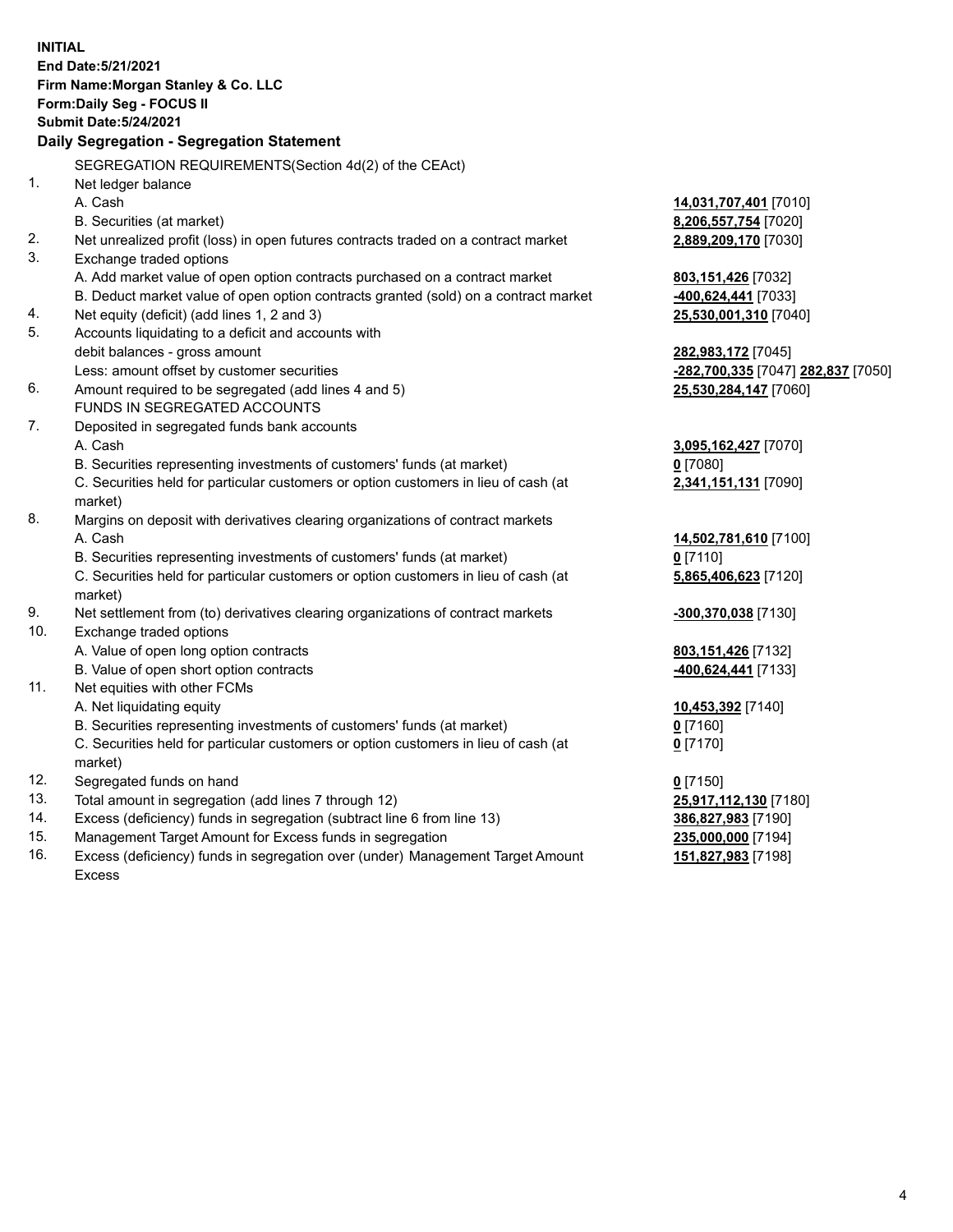**INITIAL**
**End Date:5/21/2021**
**Firm Name:Morgan Stanley & Co. LLC**
**Form:Daily Seg - FOCUS II**
**Submit Date:5/24/2021**

## Daily Segregation - Segregation Statement

SEGREGATION REQUIREMENTS(Section 4d(2) of the CEAct)

| | | |
|---|---|---|
| 1. | Net ledger balance | |
| | A. Cash | **14,031,707,401** [7010] |
| | B. Securities (at market) | **8,206,557,754** [7020] |
| 2. | Net unrealized profit (loss) in open futures contracts traded on a contract market | **2,889,209,170** [7030] |
| 3. | Exchange traded options | |
| | A. Add market value of open option contracts purchased on a contract market | **803,151,426** [7032] |
| | B. Deduct market value of open option contracts granted (sold) on a contract market | **-400,624,441** [7033] |
| 4. | Net equity (deficit) (add lines 1, 2 and 3) | **25,530,001,310** [7040] |
| 5. | Accounts liquidating to a deficit and accounts with debit balances - gross amount | **282,983,172** [7045] |
| | Less: amount offset by customer securities | **-282,700,335** [7047] **282,837** [7050] |
| 6. | Amount required to be segregated (add lines 4 and 5) | **25,530,284,147** [7060] |
| | FUNDS IN SEGREGATED ACCOUNTS | |
| 7. | Deposited in segregated funds bank accounts | |
| | A. Cash | **3,095,162,427** [7070] |
| | B. Securities representing investments of customers' funds (at market) | **0** [7080] |
| | C. Securities held for particular customers or option customers in lieu of cash (at market) | **2,341,151,131** [7090] |
| 8. | Margins on deposit with derivatives clearing organizations of contract markets | |
| | A. Cash | **14,502,781,610** [7100] |
| | B. Securities representing investments of customers' funds (at market) | **0** [7110] |
| | C. Securities held for particular customers or option customers in lieu of cash (at market) | **5,865,406,623** [7120] |
| 9. | Net settlement from (to) derivatives clearing organizations of contract markets | **-300,370,038** [7130] |
| 10. | Exchange traded options | |
| | A. Value of open long option contracts | **803,151,426** [7132] |
| | B. Value of open short option contracts | **-400,624,441** [7133] |
| 11. | Net equities with other FCMs | |
| | A. Net liquidating equity | **10,453,392** [7140] |
| | B. Securities representing investments of customers' funds (at market) | **0** [7160] |
| | C. Securities held for particular customers or option customers in lieu of cash (at market) | **0** [7170] |
| 12. | Segregated funds on hand | **0** [7150] |
| 13. | Total amount in segregation (add lines 7 through 12) | **25,917,112,130** [7180] |
| 14. | Excess (deficiency) funds in segregation (subtract line 6 from line 13) | **386,827,983** [7190] |
| 15. | Management Target Amount for Excess funds in segregation | **235,000,000** [7194] |
| 16. | Excess (deficiency) funds in segregation over (under) Management Target Amount Excess | **151,827,983** [7198] |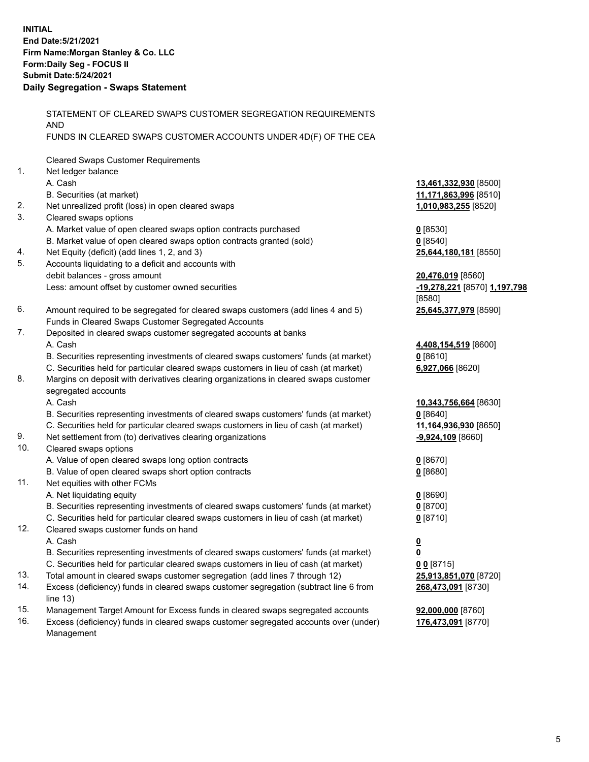**INITIAL**
**End Date:5/21/2021**
**Firm Name:Morgan Stanley & Co. LLC**
**Form:Daily Seg - FOCUS II**
**Submit Date:5/24/2021**
**Daily Segregation - Swaps Statement**

STATEMENT OF CLEARED SWAPS CUSTOMER SEGREGATION REQUIREMENTS AND
FUNDS IN CLEARED SWAPS CUSTOMER ACCOUNTS UNDER 4D(F) OF THE CEA

| | | |
|---|---|---|
| | Cleared Swaps Customer Requirements | |
| 1. | Net ledger balance | |
| | A. Cash | **13,461,332,930** [8500] |
| | B. Securities (at market) | **11,171,863,996** [8510] |
| 2. | Net unrealized profit (loss) in open cleared swaps | **1,010,983,255** [8520] |
| 3. | Cleared swaps options | |
| | A. Market value of open cleared swaps option contracts purchased | **0** [8530] |
| | B. Market value of open cleared swaps option contracts granted (sold) | **0** [8540] |
| 4. | Net Equity (deficit) (add lines 1, 2, and 3) | **25,644,180,181** [8550] |
| 5. | Accounts liquidating to a deficit and accounts with debit balances - gross amount | **20,476,019** [8560] |
| | Less: amount offset by customer owned securities | **-19,278,221** [8570] **1,197,798** [8580] |
| 6. | Amount required to be segregated for cleared swaps customers (add lines 4 and 5) | **25,645,377,979** [8590] |
| | Funds in Cleared Swaps Customer Segregated Accounts | |
| 7. | Deposited in cleared swaps customer segregated accounts at banks | |
| | A. Cash | **4,408,154,519** [8600] |
| | B. Securities representing investments of cleared swaps customers' funds (at market) | **0** [8610] |
| | C. Securities held for particular cleared swaps customers in lieu of cash (at market) | **6,927,066** [8620] |
| 8. | Margins on deposit with derivatives clearing organizations in cleared swaps customer segregated accounts | |
| | A. Cash | **10,343,756,664** [8630] |
| | B. Securities representing investments of cleared swaps customers' funds (at market) | **0** [8640] |
| | C. Securities held for particular cleared swaps customers in lieu of cash (at market) | **11,164,936,930** [8650] |
| 9. | Net settlement from (to) derivatives clearing organizations | **-9,924,109** [8660] |
| 10. | Cleared swaps options | |
| | A. Value of open cleared swaps long option contracts | **0** [8670] |
| | B. Value of open cleared swaps short option contracts | **0** [8680] |
| 11. | Net equities with other FCMs | |
| | A. Net liquidating equity | **0** [8690] |
| | B. Securities representing investments of cleared swaps customers' funds (at market) | **0** [8700] |
| | C. Securities held for particular cleared swaps customers in lieu of cash (at market) | **0** [8710] |
| 12. | Cleared swaps customer funds on hand | |
| | A. Cash | **0** |
| | B. Securities representing investments of cleared swaps customers' funds (at market) | **0** |
| | C. Securities held for particular cleared swaps customers in lieu of cash (at market) | **0** **0** [8715] |
| 13. | Total amount in cleared swaps customer segregation (add lines 7 through 12) | **25,913,851,070** [8720] |
| 14. | Excess (deficiency) funds in cleared swaps customer segregation (subtract line 6 from line 13) | **268,473,091** [8730] |
| 15. | Management Target Amount for Excess funds in cleared swaps segregated accounts | **92,000,000** [8760] |
| 16. | Excess (deficiency) funds in cleared swaps customer segregated accounts over (under) Management | **176,473,091** [8770] |